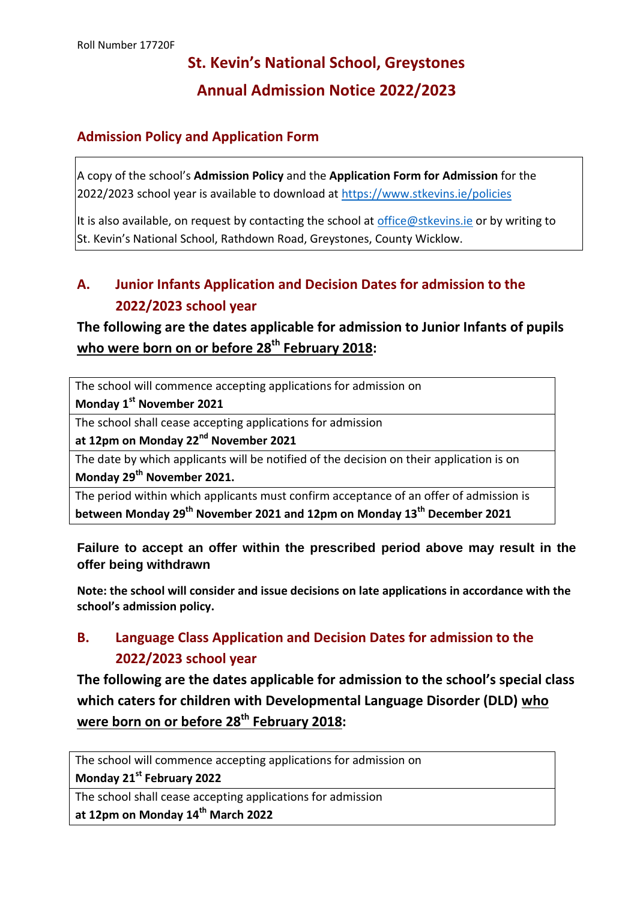Roll Number 17720F

# St. Kevin's National School, Greystones

# Annual Admission Notice 2022/2023

## Admission Policy and Application Form

A copy of the school's **Admission Policy** and the **Application Form for Admission** for the 2022/2023 school year is available to download at https://www.stkevins.ie/policies

It is also available, on request by contacting the school at office@stkevins.ie or by writing to St. Kevin's National School, Rathdown Road, Greystones, County Wicklow.

## A. Junior Infants Application and Decision Dates for admission to the 2022/2023 school year

**The following are the dates applicable for admission to Junior Infants of pupils <u>who were born on or before 28th February 2018</u>:**

| |
|---|
| The school will commence accepting applications for admission on **Monday 1st November 2021** |
| The school shall cease accepting applications for admission **at 12pm on Monday 22nd November 2021** |
| The date by which applicants will be notified of the decision on their application is on **Monday 29th November 2021.** |
| The period within which applicants must confirm acceptance of an offer of admission is **between Monday 29th November 2021 and 12pm on Monday 13th December 2021** |

**Failure to accept an offer within the prescribed period above may result in the offer being withdrawn**

**Note: the school will consider and issue decisions on late applications in accordance with the school's admission policy.**

## B. Language Class Application and Decision Dates for admission to the 2022/2023 school year

**The following are the dates applicable for admission to the school's special class which caters for children with Developmental Language Disorder (DLD) <u>who were born on or before 28th February 2018</u>:**

| |
|---|
| The school will commence accepting applications for admission on **Monday 21st February 2022** |
| The school shall cease accepting applications for admission **at 12pm on Monday 14th March 2022** |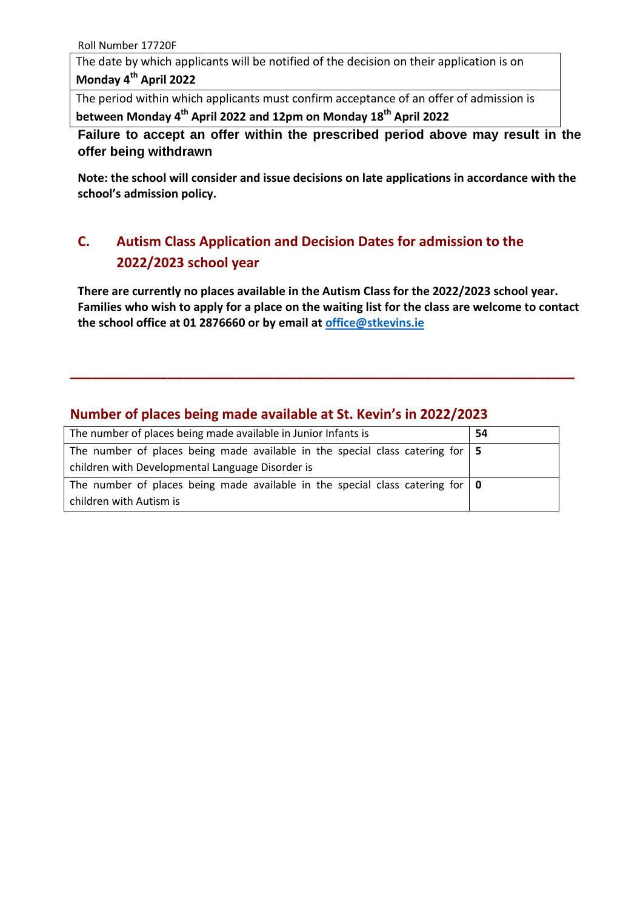Roll Number 17720F

| |
|---|
| The date by which applicants will be notified of the decision on their application is on **Monday 4th April 2022** |
| The period within which applicants must confirm acceptance of an offer of admission is **between Monday 4th April 2022 and 12pm on Monday 18th April 2022** |

**Failure to accept an offer within the prescribed period above may result in the offer being withdrawn**

**Note: the school will consider and issue decisions on late applications in accordance with the school's admission policy.**

## C. Autism Class Application and Decision Dates for admission to the 2022/2023 school year

**There are currently no places available in the Autism Class for the 2022/2023 school year. Families who wish to apply for a place on the waiting list for the class are welcome to contact the school office at 01 2876660 or by email at office@stkevins.ie**

---

## Number of places being made available at St. Kevin's in 2022/2023

| | |
|---|---|
| The number of places being made available in Junior Infants is | **54** |
| The number of places being made available in the special class catering for children with Developmental Language Disorder is | **5** |
| The number of places being made available in the special class catering for children with Autism is | **0** |